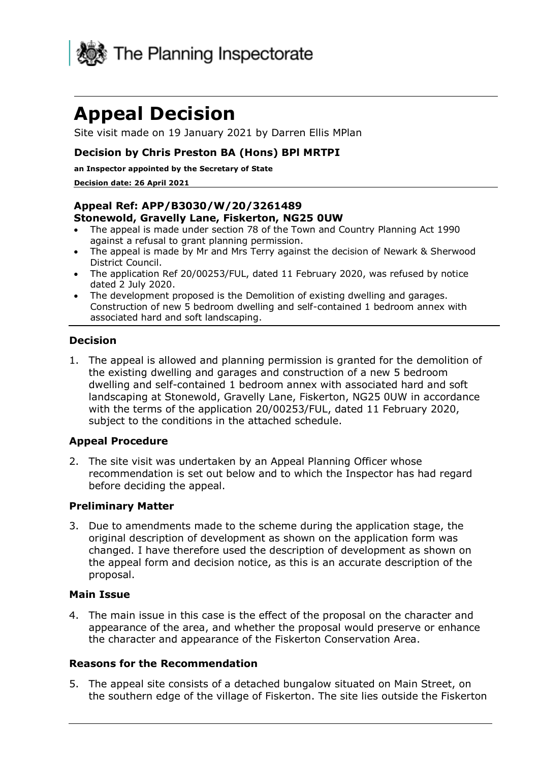The Planning Inspectorate

# Appeal Decision

Site visit made on 19 January 2021 by Darren Ellis MPlan

### Decision by Chris Preston BA (Hons) BPl MRTPI

**an Inspector appointed by the Secretary of State**

**Decision date: 26 April 2021**

---

**Appeal Ref: APP/B3030/W/20/3261489**
**Stonewold, Gravelly Lane, Fiskerton, NG25 0UW**

- The appeal is made under section 78 of the Town and Country Planning Act 1990 against a refusal to grant planning permission.
- The appeal is made by Mr and Mrs Terry against the decision of Newark & Sherwood District Council.
- The application Ref 20/00253/FUL, dated 11 February 2020, was refused by notice dated 2 July 2020.
- The development proposed is the Demolition of existing dwelling and garages. Construction of new 5 bedroom dwelling and self-contained 1 bedroom annex with associated hard and soft landscaping.

---

### Decision

1. The appeal is allowed and planning permission is granted for the demolition of the existing dwelling and garages and construction of a new 5 bedroom dwelling and self-contained 1 bedroom annex with associated hard and soft landscaping at Stonewold, Gravelly Lane, Fiskerton, NG25 0UW in accordance with the terms of the application 20/00253/FUL, dated 11 February 2020, subject to the conditions in the attached schedule.

### Appeal Procedure

2. The site visit was undertaken by an Appeal Planning Officer whose recommendation is set out below and to which the Inspector has had regard before deciding the appeal.

### Preliminary Matter

3. Due to amendments made to the scheme during the application stage, the original description of development as shown on the application form was changed. I have therefore used the description of development as shown on the appeal form and decision notice, as this is an accurate description of the proposal.

### Main Issue

4. The main issue in this case is the effect of the proposal on the character and appearance of the area, and whether the proposal would preserve or enhance the character and appearance of the Fiskerton Conservation Area.

### Reasons for the Recommendation

5. The appeal site consists of a detached bungalow situated on Main Street, on the southern edge of the village of Fiskerton. The site lies outside the Fiskerton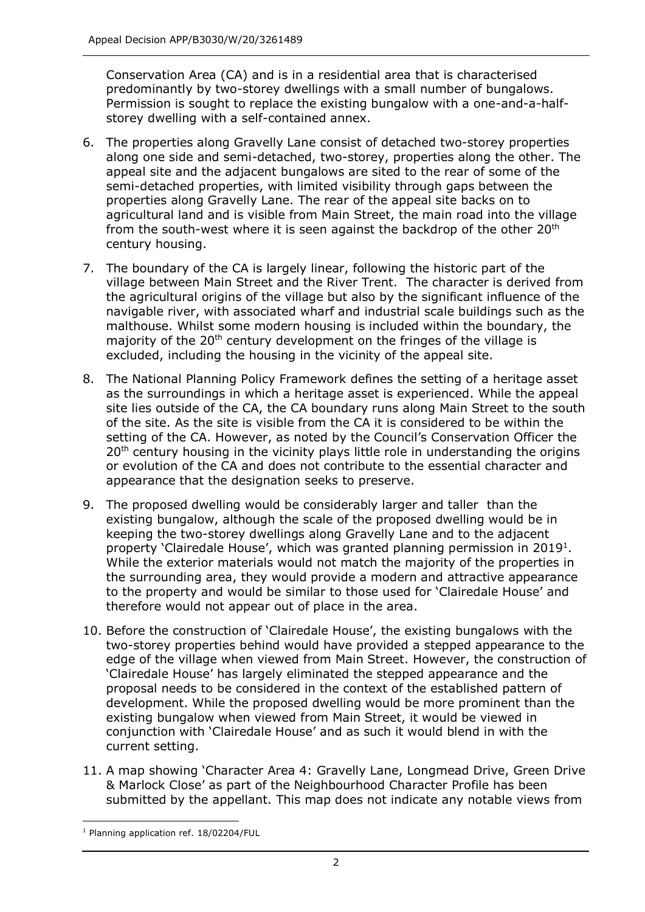Conservation Area (CA) and is in a residential area that is characterised predominantly by two-storey dwellings with a small number of bungalows. Permission is sought to replace the existing bungalow with a one-and-a-half-storey dwelling with a self-contained annex.

6. The properties along Gravelly Lane consist of detached two-storey properties along one side and semi-detached, two-storey, properties along the other. The appeal site and the adjacent bungalows are sited to the rear of some of the semi-detached properties, with limited visibility through gaps between the properties along Gravelly Lane. The rear of the appeal site backs on to agricultural land and is visible from Main Street, the main road into the village from the south-west where it is seen against the backdrop of the other 20th century housing.

7. The boundary of the CA is largely linear, following the historic part of the village between Main Street and the River Trent. The character is derived from the agricultural origins of the village but also by the significant influence of the navigable river, with associated wharf and industrial scale buildings such as the malthouse. Whilst some modern housing is included within the boundary, the majority of the 20th century development on the fringes of the village is excluded, including the housing in the vicinity of the appeal site.

8. The National Planning Policy Framework defines the setting of a heritage asset as the surroundings in which a heritage asset is experienced. While the appeal site lies outside of the CA, the CA boundary runs along Main Street to the south of the site. As the site is visible from the CA it is considered to be within the setting of the CA. However, as noted by the Council's Conservation Officer the 20th century housing in the vicinity plays little role in understanding the origins or evolution of the CA and does not contribute to the essential character and appearance that the designation seeks to preserve.

9. The proposed dwelling would be considerably larger and taller than the existing bungalow, although the scale of the proposed dwelling would be in keeping the two-storey dwellings along Gravelly Lane and to the adjacent property 'Clairedale House', which was granted planning permission in 2019[1]. While the exterior materials would not match the majority of the properties in the surrounding area, they would provide a modern and attractive appearance to the property and would be similar to those used for 'Clairedale House' and therefore would not appear out of place in the area.

10. Before the construction of 'Clairedale House', the existing bungalows with the two-storey properties behind would have provided a stepped appearance to the edge of the village when viewed from Main Street. However, the construction of 'Clairedale House' has largely eliminated the stepped appearance and the proposal needs to be considered in the context of the established pattern of development. While the proposed dwelling would be more prominent than the existing bungalow when viewed from Main Street, it would be viewed in conjunction with 'Clairedale House' and as such it would blend in with the current setting.

11. A map showing 'Character Area 4: Gravelly Lane, Longmead Drive, Green Drive & Marlock Close' as part of the Neighbourhood Character Profile has been submitted by the appellant. This map does not indicate any notable views from

---

[1] Planning application ref. 18/02204/FUL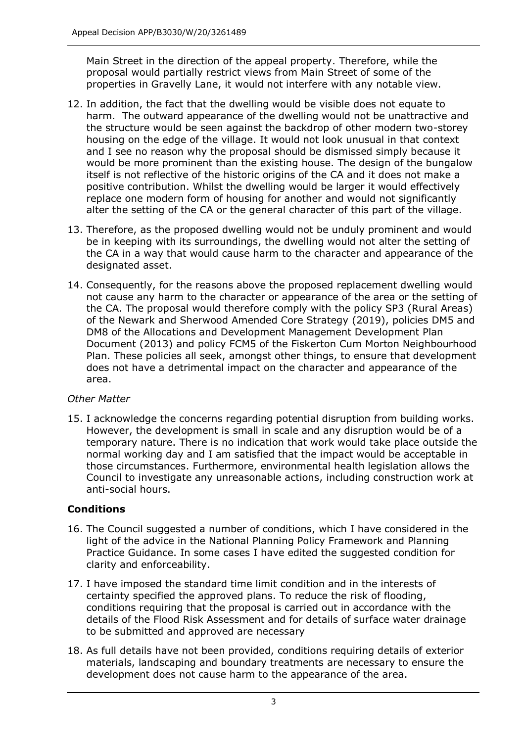Main Street in the direction of the appeal property. Therefore, while the proposal would partially restrict views from Main Street of some of the properties in Gravelly Lane, it would not interfere with any notable view.

12. In addition, the fact that the dwelling would be visible does not equate to harm. The outward appearance of the dwelling would not be unattractive and the structure would be seen against the backdrop of other modern two-storey housing on the edge of the village. It would not look unusual in that context and I see no reason why the proposal should be dismissed simply because it would be more prominent than the existing house. The design of the bungalow itself is not reflective of the historic origins of the CA and it does not make a positive contribution. Whilst the dwelling would be larger it would effectively replace one modern form of housing for another and would not significantly alter the setting of the CA or the general character of this part of the village.

13. Therefore, as the proposed dwelling would not be unduly prominent and would be in keeping with its surroundings, the dwelling would not alter the setting of the CA in a way that would cause harm to the character and appearance of the designated asset.

14. Consequently, for the reasons above the proposed replacement dwelling would not cause any harm to the character or appearance of the area or the setting of the CA. The proposal would therefore comply with the policy SP3 (Rural Areas) of the Newark and Sherwood Amended Core Strategy (2019), policies DM5 and DM8 of the Allocations and Development Management Development Plan Document (2013) and policy FCM5 of the Fiskerton Cum Morton Neighbourhood Plan. These policies all seek, amongst other things, to ensure that development does not have a detrimental impact on the character and appearance of the area.

*Other Matter*

15. I acknowledge the concerns regarding potential disruption from building works. However, the development is small in scale and any disruption would be of a temporary nature. There is no indication that work would take place outside the normal working day and I am satisfied that the impact would be acceptable in those circumstances. Furthermore, environmental health legislation allows the Council to investigate any unreasonable actions, including construction work at anti-social hours.

## Conditions

16. The Council suggested a number of conditions, which I have considered in the light of the advice in the National Planning Policy Framework and Planning Practice Guidance. In some cases I have edited the suggested condition for clarity and enforceability.

17. I have imposed the standard time limit condition and in the interests of certainty specified the approved plans. To reduce the risk of flooding, conditions requiring that the proposal is carried out in accordance with the details of the Flood Risk Assessment and for details of surface water drainage to be submitted and approved are necessary

18. As full details have not been provided, conditions requiring details of exterior materials, landscaping and boundary treatments are necessary to ensure the development does not cause harm to the appearance of the area.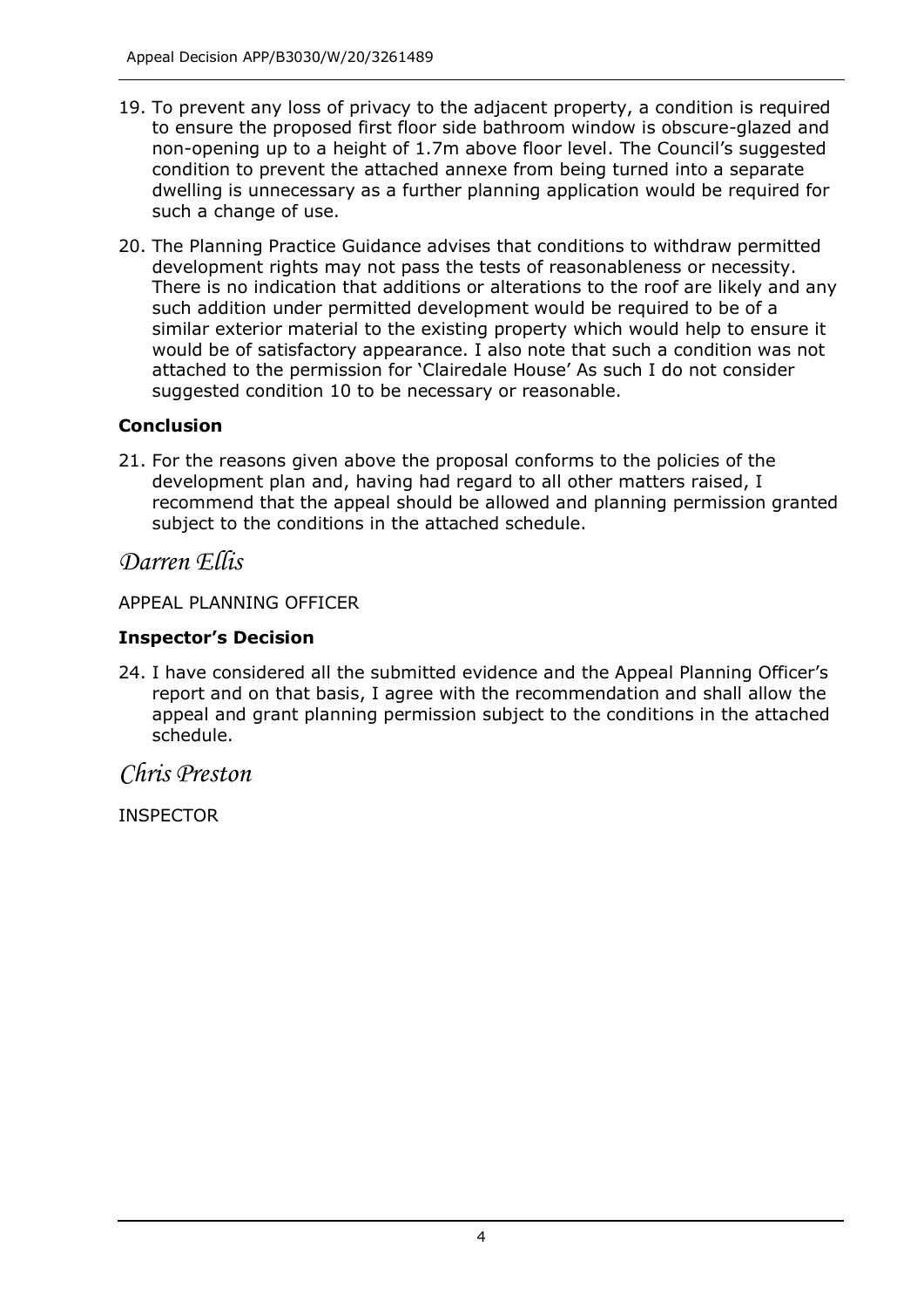19. To prevent any loss of privacy to the adjacent property, a condition is required to ensure the proposed first floor side bathroom window is obscure-glazed and non-opening up to a height of 1.7m above floor level. The Council's suggested condition to prevent the attached annexe from being turned into a separate dwelling is unnecessary as a further planning application would be required for such a change of use.

20. The Planning Practice Guidance advises that conditions to withdraw permitted development rights may not pass the tests of reasonableness or necessity. There is no indication that additions or alterations to the roof are likely and any such addition under permitted development would be required to be of a similar exterior material to the existing property which would help to ensure it would be of satisfactory appearance. I also note that such a condition was not attached to the permission for 'Clairedale House' As such I do not consider suggested condition 10 to be necessary or reasonable.

### Conclusion

21. For the reasons given above the proposal conforms to the policies of the development plan and, having had regard to all other matters raised, I recommend that the appeal should be allowed and planning permission granted subject to the conditions in the attached schedule.

*Darren Ellis*

APPEAL PLANNING OFFICER

### Inspector's Decision

24. I have considered all the submitted evidence and the Appeal Planning Officer's report and on that basis, I agree with the recommendation and shall allow the appeal and grant planning permission subject to the conditions in the attached schedule.

*Chris Preston*

INSPECTOR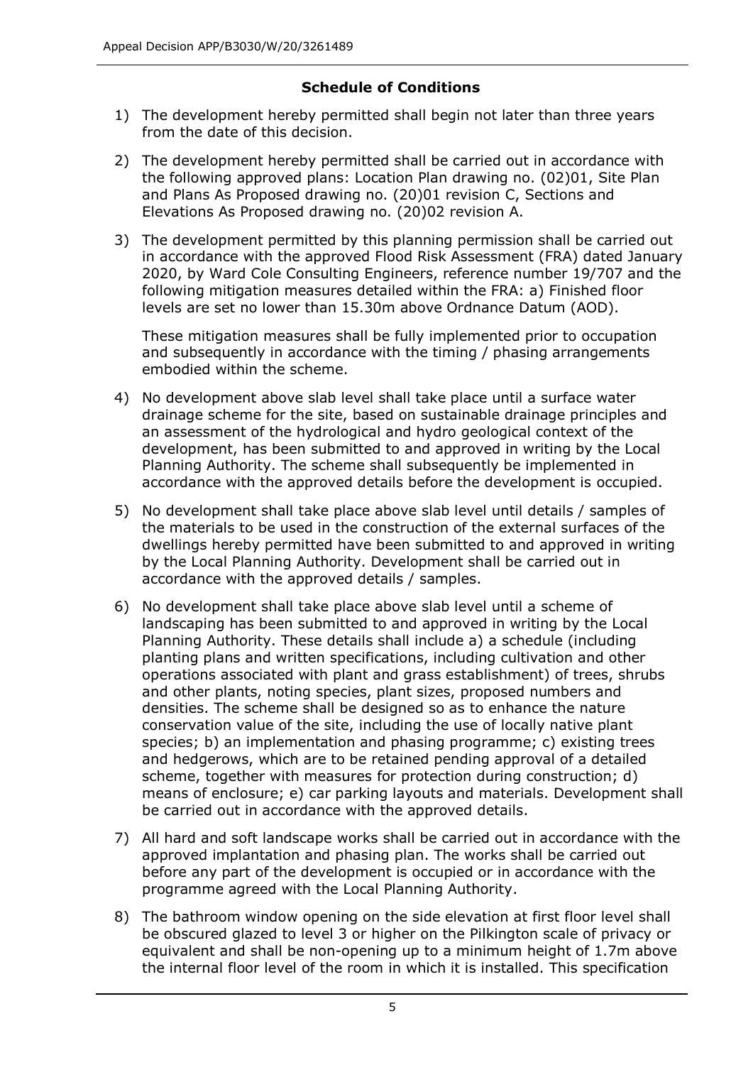**Schedule of Conditions**

1) The development hereby permitted shall begin not later than three years from the date of this decision.

2) The development hereby permitted shall be carried out in accordance with the following approved plans: Location Plan drawing no. (02)01, Site Plan and Plans As Proposed drawing no. (20)01 revision C, Sections and Elevations As Proposed drawing no. (20)02 revision A.

3) The development permitted by this planning permission shall be carried out in accordance with the approved Flood Risk Assessment (FRA) dated January 2020, by Ward Cole Consulting Engineers, reference number 19/707 and the following mitigation measures detailed within the FRA: a) Finished floor levels are set no lower than 15.30m above Ordnance Datum (AOD).

   These mitigation measures shall be fully implemented prior to occupation and subsequently in accordance with the timing / phasing arrangements embodied within the scheme.

4) No development above slab level shall take place until a surface water drainage scheme for the site, based on sustainable drainage principles and an assessment of the hydrological and hydro geological context of the development, has been submitted to and approved in writing by the Local Planning Authority. The scheme shall subsequently be implemented in accordance with the approved details before the development is occupied.

5) No development shall take place above slab level until details / samples of the materials to be used in the construction of the external surfaces of the dwellings hereby permitted have been submitted to and approved in writing by the Local Planning Authority. Development shall be carried out in accordance with the approved details / samples.

6) No development shall take place above slab level until a scheme of landscaping has been submitted to and approved in writing by the Local Planning Authority. These details shall include a) a schedule (including planting plans and written specifications, including cultivation and other operations associated with plant and grass establishment) of trees, shrubs and other plants, noting species, plant sizes, proposed numbers and densities. The scheme shall be designed so as to enhance the nature conservation value of the site, including the use of locally native plant species; b) an implementation and phasing programme; c) existing trees and hedgerows, which are to be retained pending approval of a detailed scheme, together with measures for protection during construction; d) means of enclosure; e) car parking layouts and materials. Development shall be carried out in accordance with the approved details.

7) All hard and soft landscape works shall be carried out in accordance with the approved implantation and phasing plan. The works shall be carried out before any part of the development is occupied or in accordance with the programme agreed with the Local Planning Authority.

8) The bathroom window opening on the side elevation at first floor level shall be obscured glazed to level 3 or higher on the Pilkington scale of privacy or equivalent and shall be non-opening up to a minimum height of 1.7m above the internal floor level of the room in which it is installed. This specification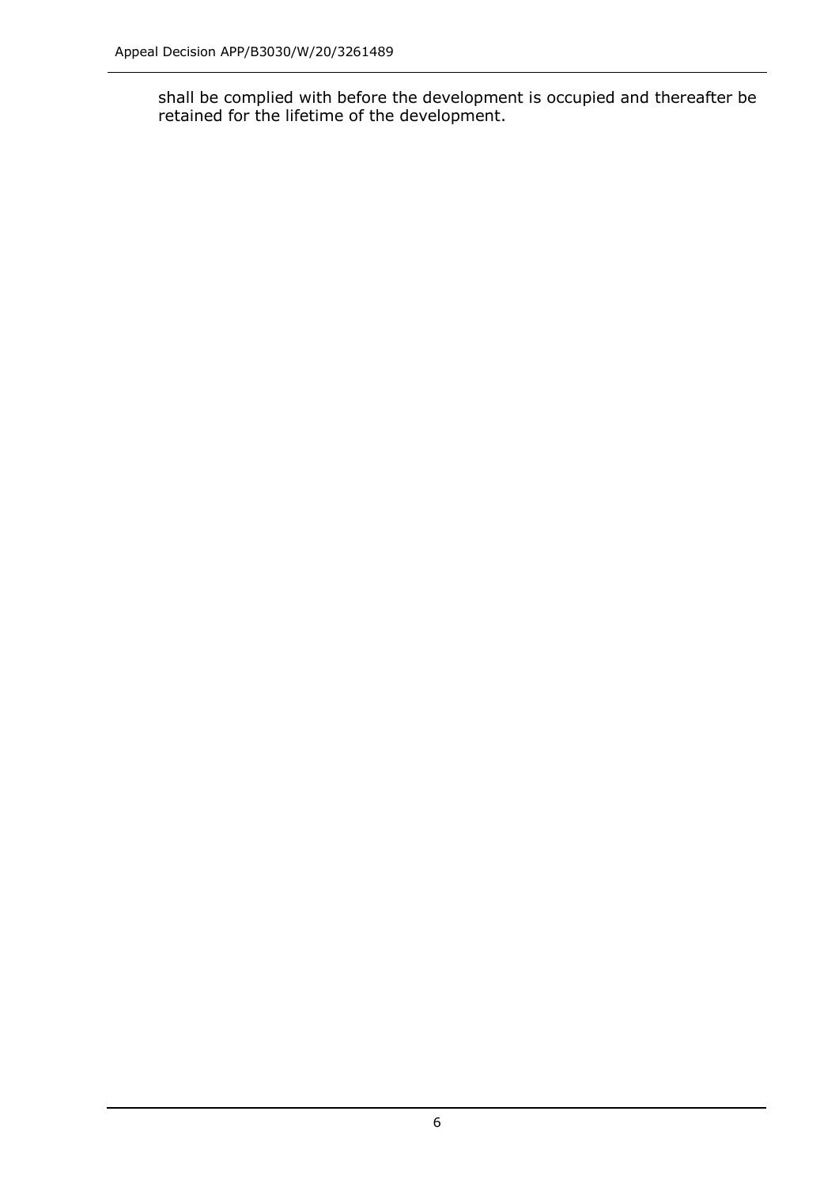shall be complied with before the development is occupied and thereafter be retained for the lifetime of the development.